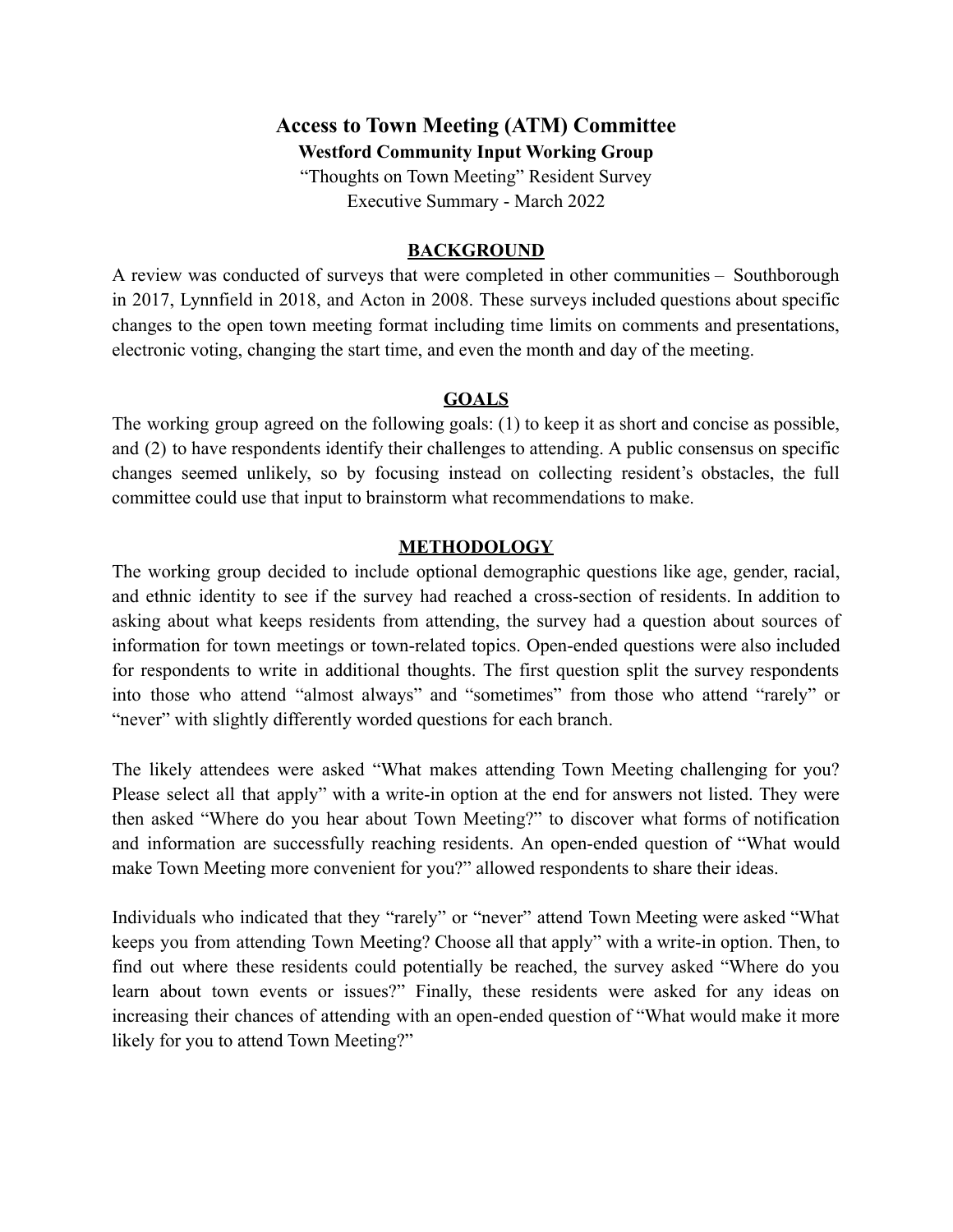# Access to Town Meeting (ATM) Committee

**Westford Community Input Working Group**

"Thoughts on Town Meeting" Resident Survey
Executive Summary - March 2022

## BACKGROUND

A review was conducted of surveys that were completed in other communities – Southborough in 2017, Lynnfield in 2018, and Acton in 2008. These surveys included questions about specific changes to the open town meeting format including time limits on comments and presentations, electronic voting, changing the start time, and even the month and day of the meeting.

## GOALS

The working group agreed on the following goals: (1) to keep it as short and concise as possible, and (2) to have respondents identify their challenges to attending. A public consensus on specific changes seemed unlikely, so by focusing instead on collecting resident's obstacles, the full committee could use that input to brainstorm what recommendations to make.

## METHODOLOGY

The working group decided to include optional demographic questions like age, gender, racial, and ethnic identity to see if the survey had reached a cross-section of residents. In addition to asking about what keeps residents from attending, the survey had a question about sources of information for town meetings or town-related topics. Open-ended questions were also included for respondents to write in additional thoughts. The first question split the survey respondents into those who attend "almost always" and "sometimes" from those who attend "rarely" or "never" with slightly differently worded questions for each branch.

The likely attendees were asked "What makes attending Town Meeting challenging for you? Please select all that apply" with a write-in option at the end for answers not listed. They were then asked "Where do you hear about Town Meeting?" to discover what forms of notification and information are successfully reaching residents. An open-ended question of "What would make Town Meeting more convenient for you?" allowed respondents to share their ideas.

Individuals who indicated that they "rarely" or "never" attend Town Meeting were asked "What keeps you from attending Town Meeting? Choose all that apply" with a write-in option. Then, to find out where these residents could potentially be reached, the survey asked "Where do you learn about town events or issues?" Finally, these residents were asked for any ideas on increasing their chances of attending with an open-ended question of "What would make it more likely for you to attend Town Meeting?"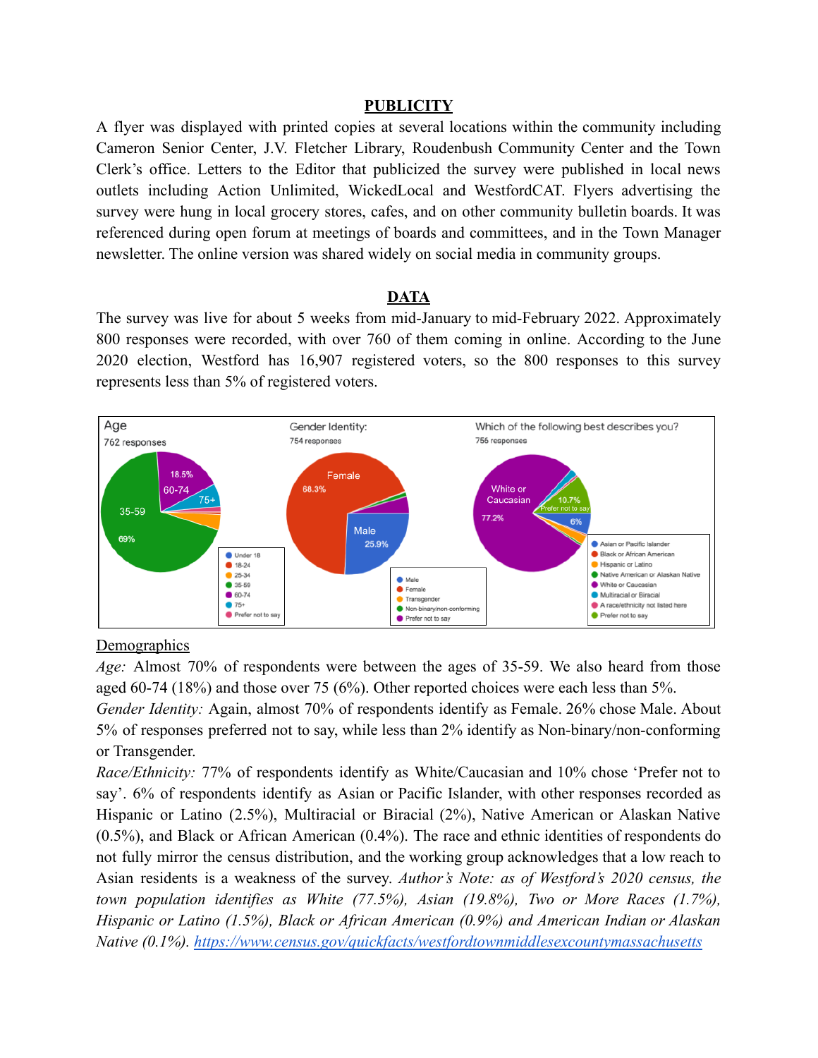## PUBLICITY

A flyer was displayed with printed copies at several locations within the community including Cameron Senior Center, J.V. Fletcher Library, Roudenbush Community Center and the Town Clerk's office. Letters to the Editor that publicized the survey were published in local news outlets including Action Unlimited, WickedLocal and WestfordCAT. Flyers advertising the survey were hung in local grocery stores, cafes, and on other community bulletin boards. It was referenced during open forum at meetings of boards and committees, and in the Town Manager newsletter. The online version was shared widely on social media in community groups.

## DATA

The survey was live for about 5 weeks from mid-January to mid-February 2022. Approximately 800 responses were recorded, with over 760 of them coming in online. According to the June 2020 election, Westford has 16,907 registered voters, so the 800 responses to this survey represents less than 5% of registered voters.

Demographics

*Age:* Almost 70% of respondents were between the ages of 35-59. We also heard from those aged 60-74 (18%) and those over 75 (6%). Other reported choices were each less than 5%.

*Gender Identity:* Again, almost 70% of respondents identify as Female. 26% chose Male. About 5% of responses preferred not to say, while less than 2% identify as Non-binary/non-conforming or Transgender.

*Race/Ethnicity:* 77% of respondents identify as White/Caucasian and 10% chose 'Prefer not to say'. 6% of respondents identify as Asian or Pacific Islander, with other responses recorded as Hispanic or Latino (2.5%), Multiracial or Biracial (2%), Native American or Alaskan Native (0.5%), and Black or African American (0.4%). The race and ethnic identities of respondents do not fully mirror the census distribution, and the working group acknowledges that a low reach to Asian residents is a weakness of the survey. *Author's Note: as of Westford's 2020 census, the town population identifies as White (77.5%), Asian (19.8%), Two or More Races (1.7%), Hispanic or Latino (1.5%), Black or African American (0.9%) and American Indian or Alaskan Native (0.1%). https://www.census.gov/quickfacts/westfordtownmiddlesexcountymassachusetts*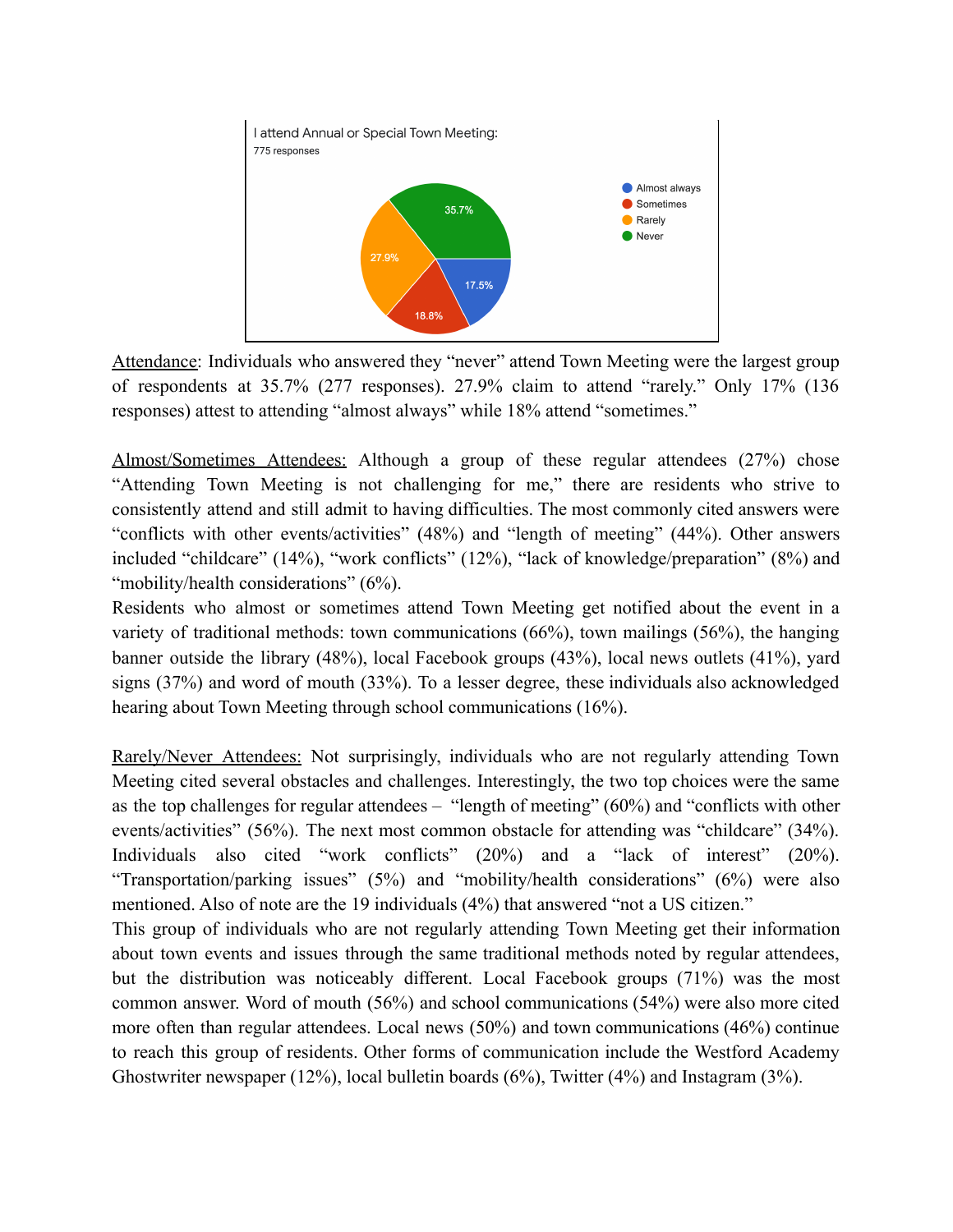I attend Annual or Special Town Meeting:
775 responses

| Response | Percentage |
| --- | --- |
| Almost always | 17.5% |
| Sometimes | 18.8% |
| Rarely | 27.9% |
| Never | 35.7% |

Attendance: Individuals who answered they "never" attend Town Meeting were the largest group of respondents at 35.7% (277 responses). 27.9% claim to attend "rarely." Only 17% (136 responses) attest to attending "almost always" while 18% attend "sometimes."

Almost/Sometimes Attendees: Although a group of these regular attendees (27%) chose "Attending Town Meeting is not challenging for me," there are residents who strive to consistently attend and still admit to having difficulties. The most commonly cited answers were "conflicts with other events/activities" (48%) and "length of meeting" (44%). Other answers included "childcare" (14%), "work conflicts" (12%), "lack of knowledge/preparation" (8%) and "mobility/health considerations" (6%).

Residents who almost or sometimes attend Town Meeting get notified about the event in a variety of traditional methods: town communications (66%), town mailings (56%), the hanging banner outside the library (48%), local Facebook groups (43%), local news outlets (41%), yard signs (37%) and word of mouth (33%). To a lesser degree, these individuals also acknowledged hearing about Town Meeting through school communications (16%).

Rarely/Never Attendees: Not surprisingly, individuals who are not regularly attending Town Meeting cited several obstacles and challenges. Interestingly, the two top choices were the same as the top challenges for regular attendees – "length of meeting" (60%) and "conflicts with other events/activities" (56%). The next most common obstacle for attending was "childcare" (34%). Individuals also cited "work conflicts" (20%) and a "lack of interest" (20%). "Transportation/parking issues" (5%) and "mobility/health considerations" (6%) were also mentioned. Also of note are the 19 individuals (4%) that answered "not a US citizen."

This group of individuals who are not regularly attending Town Meeting get their information about town events and issues through the same traditional methods noted by regular attendees, but the distribution was noticeably different. Local Facebook groups (71%) was the most common answer. Word of mouth (56%) and school communications (54%) were also more cited more often than regular attendees. Local news (50%) and town communications (46%) continue to reach this group of residents. Other forms of communication include the Westford Academy Ghostwriter newspaper (12%), local bulletin boards (6%), Twitter (4%) and Instagram (3%).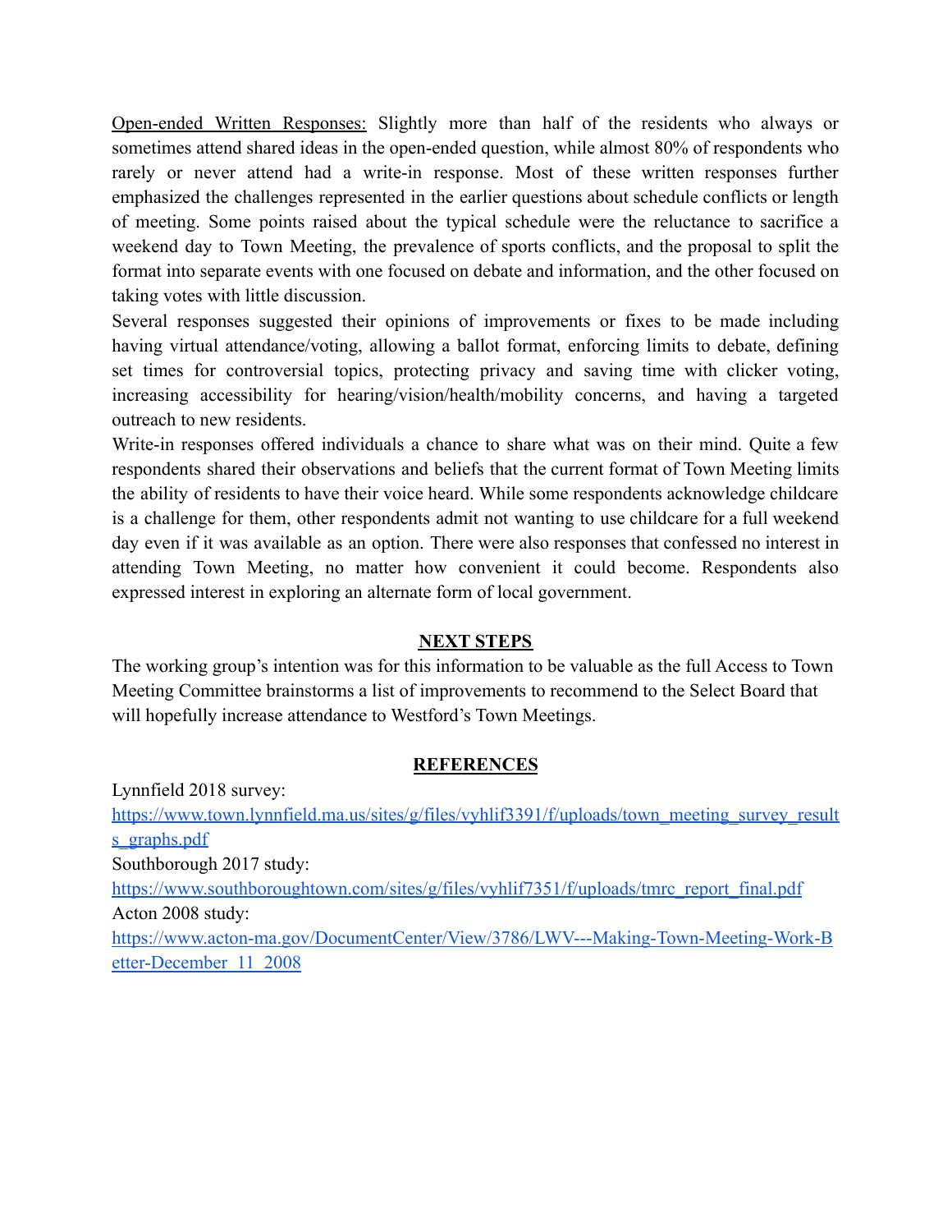Open-ended Written Responses: Slightly more than half of the residents who always or sometimes attend shared ideas in the open-ended question, while almost 80% of respondents who rarely or never attend had a write-in response. Most of these written responses further emphasized the challenges represented in the earlier questions about schedule conflicts or length of meeting. Some points raised about the typical schedule were the reluctance to sacrifice a weekend day to Town Meeting, the prevalence of sports conflicts, and the proposal to split the format into separate events with one focused on debate and information, and the other focused on taking votes with little discussion.

Several responses suggested their opinions of improvements or fixes to be made including having virtual attendance/voting, allowing a ballot format, enforcing limits to debate, defining set times for controversial topics, protecting privacy and saving time with clicker voting, increasing accessibility for hearing/vision/health/mobility concerns, and having a targeted outreach to new residents.

Write-in responses offered individuals a chance to share what was on their mind. Quite a few respondents shared their observations and beliefs that the current format of Town Meeting limits the ability of residents to have their voice heard. While some respondents acknowledge childcare is a challenge for them, other respondents admit not wanting to use childcare for a full weekend day even if it was available as an option. There were also responses that confessed no interest in attending Town Meeting, no matter how convenient it could become. Respondents also expressed interest in exploring an alternate form of local government.

## NEXT STEPS

The working group's intention was for this information to be valuable as the full Access to Town Meeting Committee brainstorms a list of improvements to recommend to the Select Board that will hopefully increase attendance to Westford's Town Meetings.

## REFERENCES

Lynnfield 2018 survey:
https://www.town.lynnfield.ma.us/sites/g/files/vyhlif3391/f/uploads/town_meeting_survey_results_graphs.pdf

Southborough 2017 study:
https://www.southboroughtown.com/sites/g/files/vyhlif7351/f/uploads/tmrc_report_final.pdf

Acton 2008 study:
https://www.acton-ma.gov/DocumentCenter/View/3786/LWV---Making-Town-Meeting-Work-Better-December_11_2008